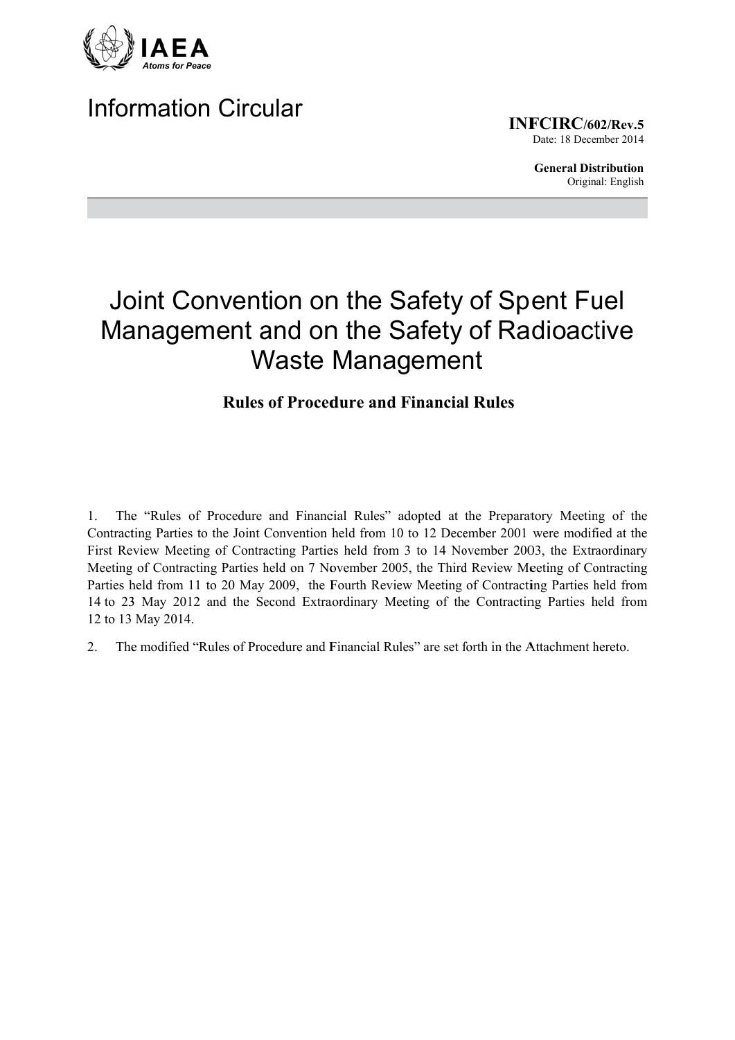IAEA

*Atoms for Peace*

# Information Circular

**INFCIRC/602/Rev.5**
Date: 18 December 2014

**General Distribution**
Original: English

# Joint Convention on the Safety of Spent Fuel Management and on the Safety of Radioactive Waste Management

## Rules of Procedure and Financial Rules

1. The "Rules of Procedure and Financial Rules" adopted at the Preparatory Meeting of the Contracting Parties to the Joint Convention held from 10 to 12 December 2001 were modified at the First Review Meeting of Contracting Parties held from 3 to 14 November 2003, the Extraordinary Meeting of Contracting Parties held on 7 November 2005, the Third Review Meeting of Contracting Parties held from 11 to 20 May 2009, the Fourth Review Meeting of Contracting Parties held from 14 to 23 May 2012 and the Second Extraordinary Meeting of the Contracting Parties held from 12 to 13 May 2014.

2. The modified "Rules of Procedure and Financial Rules" are set forth in the Attachment hereto.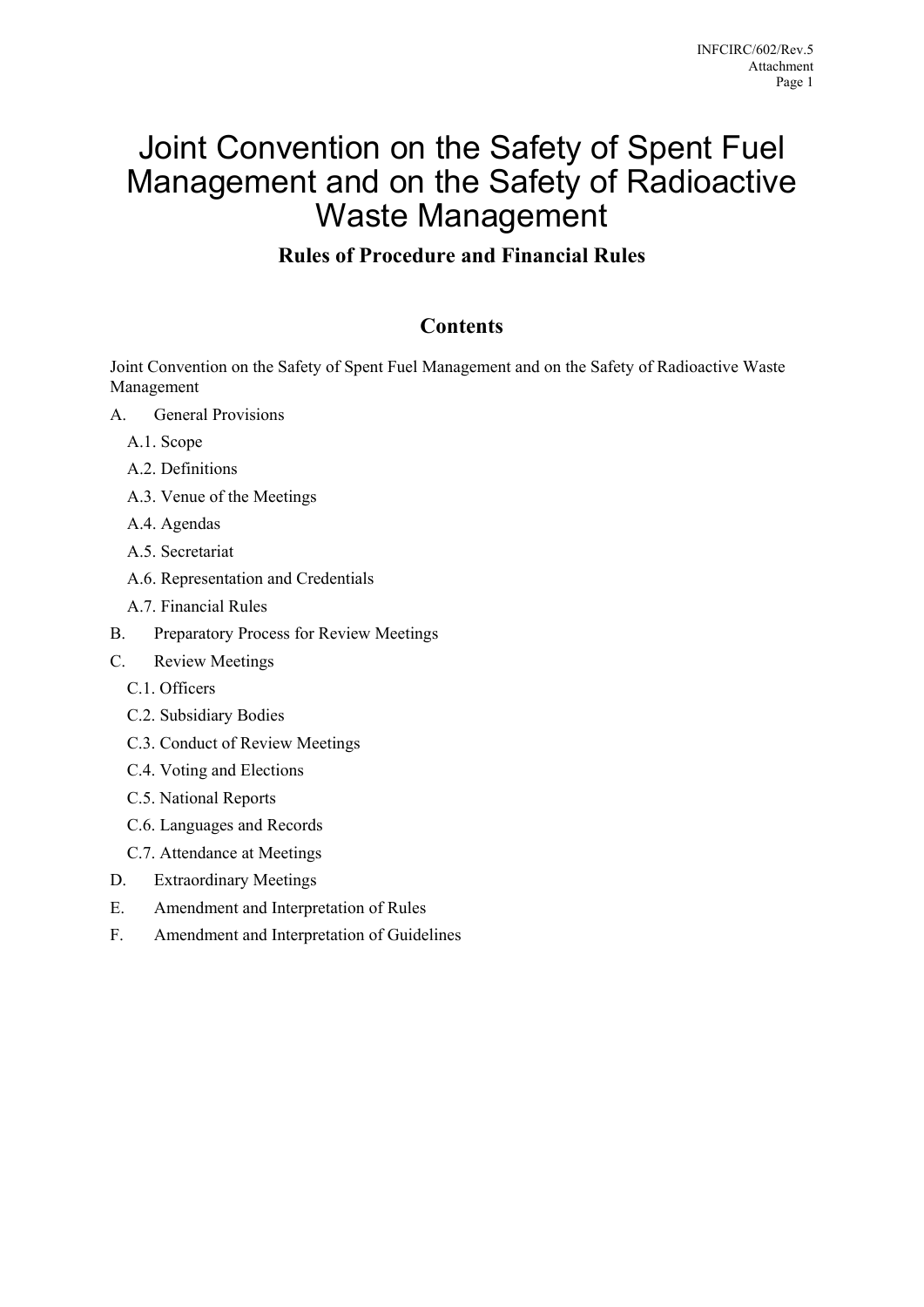# Joint Convention on the Safety of Spent Fuel Management and on the Safety of Radioactive Waste Management

**Rules of Procedure and Financial Rules**

## Contents

Joint Convention on the Safety of Spent Fuel Management and on the Safety of Radioactive Waste Management

A. General Provisions
- A.1. Scope
- A.2. Definitions
- A.3. Venue of the Meetings
- A.4. Agendas
- A.5. Secretariat
- A.6. Representation and Credentials
- A.7. Financial Rules

B. Preparatory Process for Review Meetings

C. Review Meetings
- C.1. Officers
- C.2. Subsidiary Bodies
- C.3. Conduct of Review Meetings
- C.4. Voting and Elections
- C.5. National Reports
- C.6. Languages and Records
- C.7. Attendance at Meetings

D. Extraordinary Meetings

E. Amendment and Interpretation of Rules

F. Amendment and Interpretation of Guidelines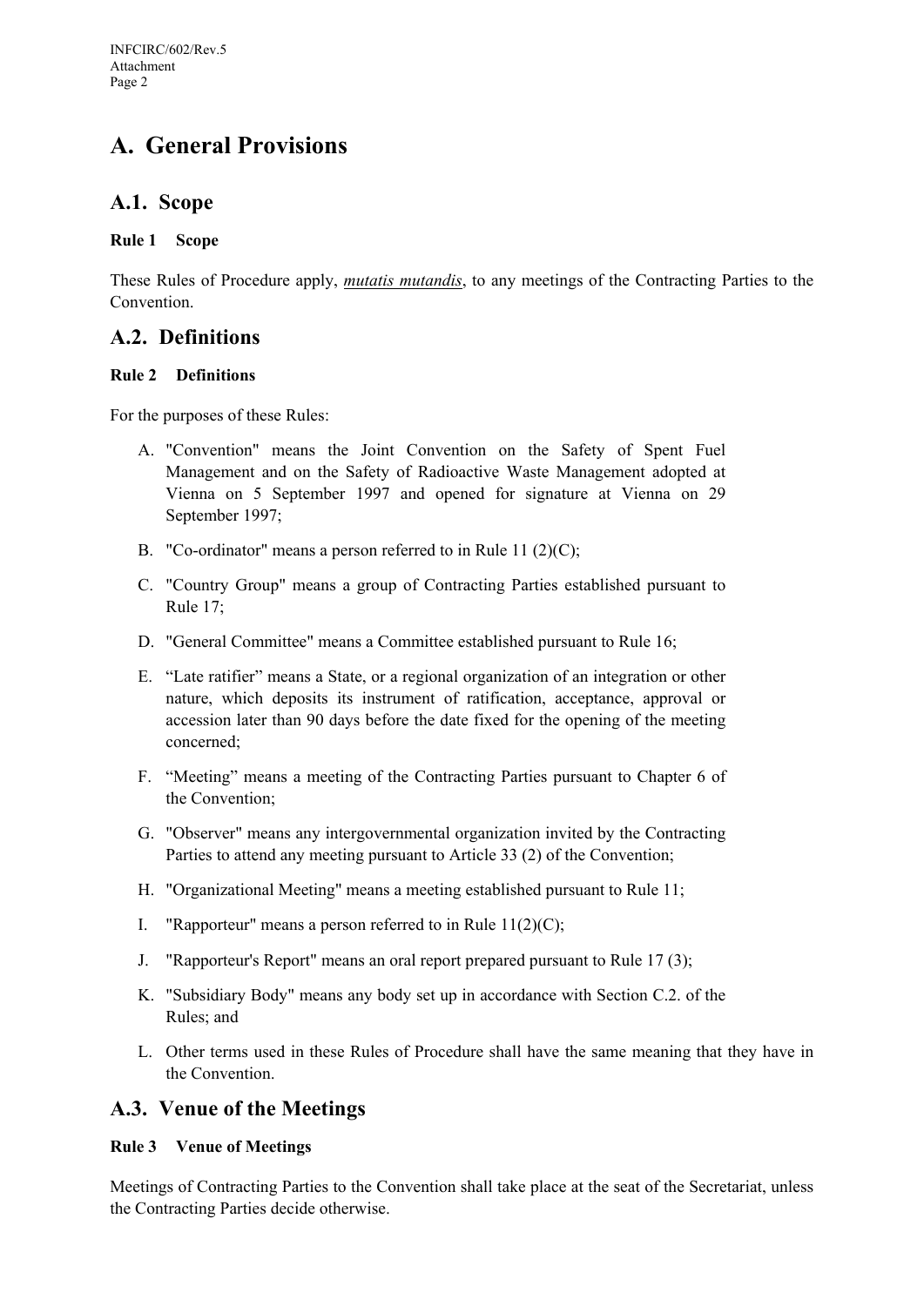# A. General Provisions

## A.1. Scope

### Rule 1 Scope

These Rules of Procedure apply, *mutatis mutandis*, to any meetings of the Contracting Parties to the Convention.

## A.2. Definitions

### Rule 2 Definitions

For the purposes of these Rules:

A. "Convention" means the Joint Convention on the Safety of Spent Fuel Management and on the Safety of Radioactive Waste Management adopted at Vienna on 5 September 1997 and opened for signature at Vienna on 29 September 1997;

B. "Co-ordinator" means a person referred to in Rule 11 (2)(C);

C. "Country Group" means a group of Contracting Parties established pursuant to Rule 17;

D. "General Committee" means a Committee established pursuant to Rule 16;

E. "Late ratifier" means a State, or a regional organization of an integration or other nature, which deposits its instrument of ratification, acceptance, approval or accession later than 90 days before the date fixed for the opening of the meeting concerned;

F. "Meeting" means a meeting of the Contracting Parties pursuant to Chapter 6 of the Convention;

G. "Observer" means any intergovernmental organization invited by the Contracting Parties to attend any meeting pursuant to Article 33 (2) of the Convention;

H. "Organizational Meeting" means a meeting established pursuant to Rule 11;

I. "Rapporteur" means a person referred to in Rule 11(2)(C);

J. "Rapporteur's Report" means an oral report prepared pursuant to Rule 17 (3);

K. "Subsidiary Body" means any body set up in accordance with Section C.2. of the Rules; and

L. Other terms used in these Rules of Procedure shall have the same meaning that they have in the Convention.

## A.3. Venue of the Meetings

### Rule 3 Venue of Meetings

Meetings of Contracting Parties to the Convention shall take place at the seat of the Secretariat, unless the Contracting Parties decide otherwise.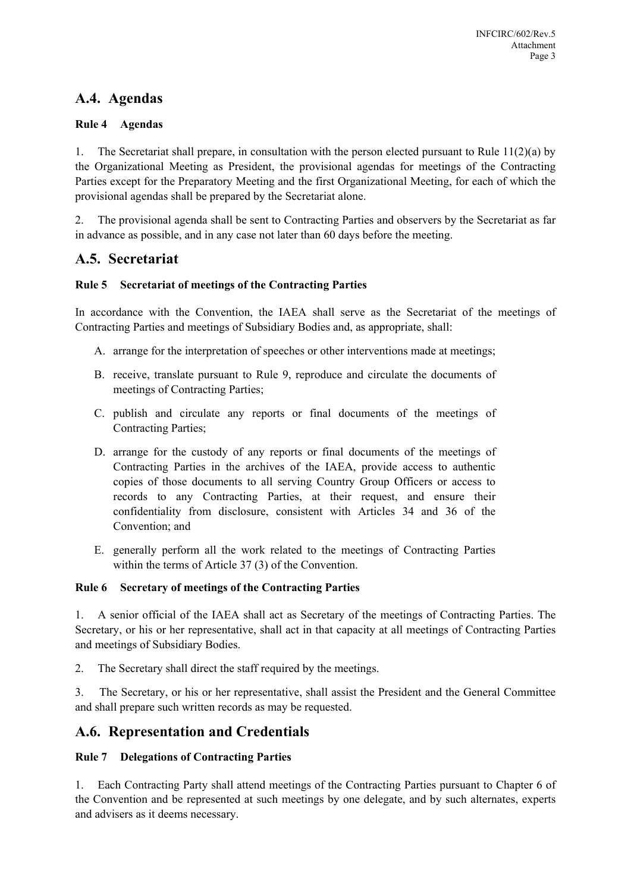## A.4. Agendas

### Rule 4 Agendas

1. The Secretariat shall prepare, in consultation with the person elected pursuant to Rule 11(2)(a) by the Organizational Meeting as President, the provisional agendas for meetings of the Contracting Parties except for the Preparatory Meeting and the first Organizational Meeting, for each of which the provisional agendas shall be prepared by the Secretariat alone.

2. The provisional agenda shall be sent to Contracting Parties and observers by the Secretariat as far in advance as possible, and in any case not later than 60 days before the meeting.

## A.5. Secretariat

### Rule 5 Secretariat of meetings of the Contracting Parties

In accordance with the Convention, the IAEA shall serve as the Secretariat of the meetings of Contracting Parties and meetings of Subsidiary Bodies and, as appropriate, shall:

A. arrange for the interpretation of speeches or other interventions made at meetings;

B. receive, translate pursuant to Rule 9, reproduce and circulate the documents of meetings of Contracting Parties;

C. publish and circulate any reports or final documents of the meetings of Contracting Parties;

D. arrange for the custody of any reports or final documents of the meetings of Contracting Parties in the archives of the IAEA, provide access to authentic copies of those documents to all serving Country Group Officers or access to records to any Contracting Parties, at their request, and ensure their confidentiality from disclosure, consistent with Articles 34 and 36 of the Convention; and

E. generally perform all the work related to the meetings of Contracting Parties within the terms of Article 37 (3) of the Convention.

### Rule 6 Secretary of meetings of the Contracting Parties

1. A senior official of the IAEA shall act as Secretary of the meetings of Contracting Parties. The Secretary, or his or her representative, shall act in that capacity at all meetings of Contracting Parties and meetings of Subsidiary Bodies.

2. The Secretary shall direct the staff required by the meetings.

3. The Secretary, or his or her representative, shall assist the President and the General Committee and shall prepare such written records as may be requested.

## A.6. Representation and Credentials

### Rule 7 Delegations of Contracting Parties

1. Each Contracting Party shall attend meetings of the Contracting Parties pursuant to Chapter 6 of the Convention and be represented at such meetings by one delegate, and by such alternates, experts and advisers as it deems necessary.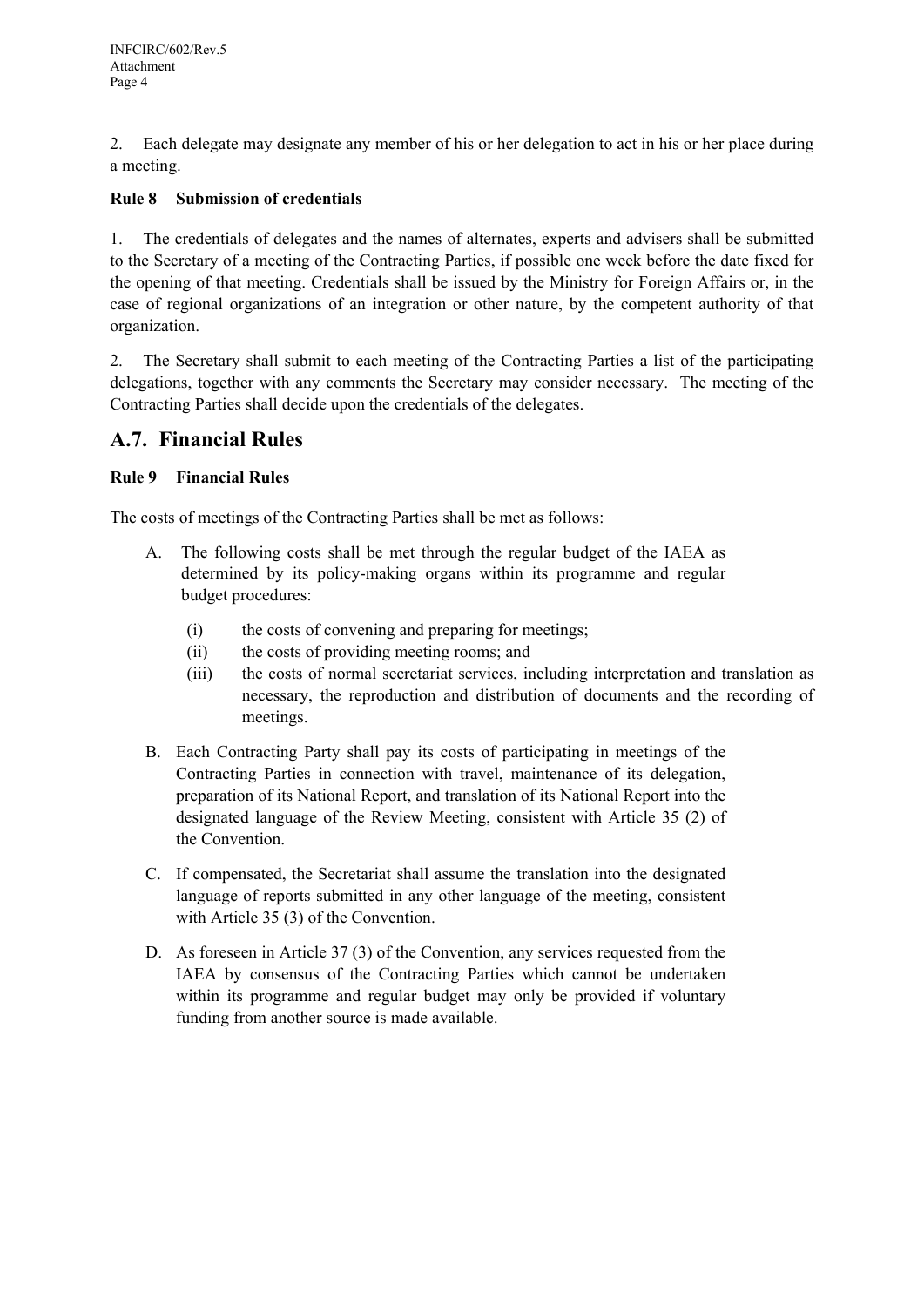2. Each delegate may designate any member of his or her delegation to act in his or her place during a meeting.

**Rule 8 Submission of credentials**

1. The credentials of delegates and the names of alternates, experts and advisers shall be submitted to the Secretary of a meeting of the Contracting Parties, if possible one week before the date fixed for the opening of that meeting. Credentials shall be issued by the Ministry for Foreign Affairs or, in the case of regional organizations of an integration or other nature, by the competent authority of that organization.

2. The Secretary shall submit to each meeting of the Contracting Parties a list of the participating delegations, together with any comments the Secretary may consider necessary. The meeting of the Contracting Parties shall decide upon the credentials of the delegates.

## A.7. Financial Rules

**Rule 9 Financial Rules**

The costs of meetings of the Contracting Parties shall be met as follows:

A. The following costs shall be met through the regular budget of the IAEA as determined by its policy-making organs within its programme and regular budget procedures:

   (i) the costs of convening and preparing for meetings;
   
   (ii) the costs of providing meeting rooms; and
   
   (iii) the costs of normal secretariat services, including interpretation and translation as necessary, the reproduction and distribution of documents and the recording of meetings.

B. Each Contracting Party shall pay its costs of participating in meetings of the Contracting Parties in connection with travel, maintenance of its delegation, preparation of its National Report, and translation of its National Report into the designated language of the Review Meeting, consistent with Article 35 (2) of the Convention.

C. If compensated, the Secretariat shall assume the translation into the designated language of reports submitted in any other language of the meeting, consistent with Article 35 (3) of the Convention.

D. As foreseen in Article 37 (3) of the Convention, any services requested from the IAEA by consensus of the Contracting Parties which cannot be undertaken within its programme and regular budget may only be provided if voluntary funding from another source is made available.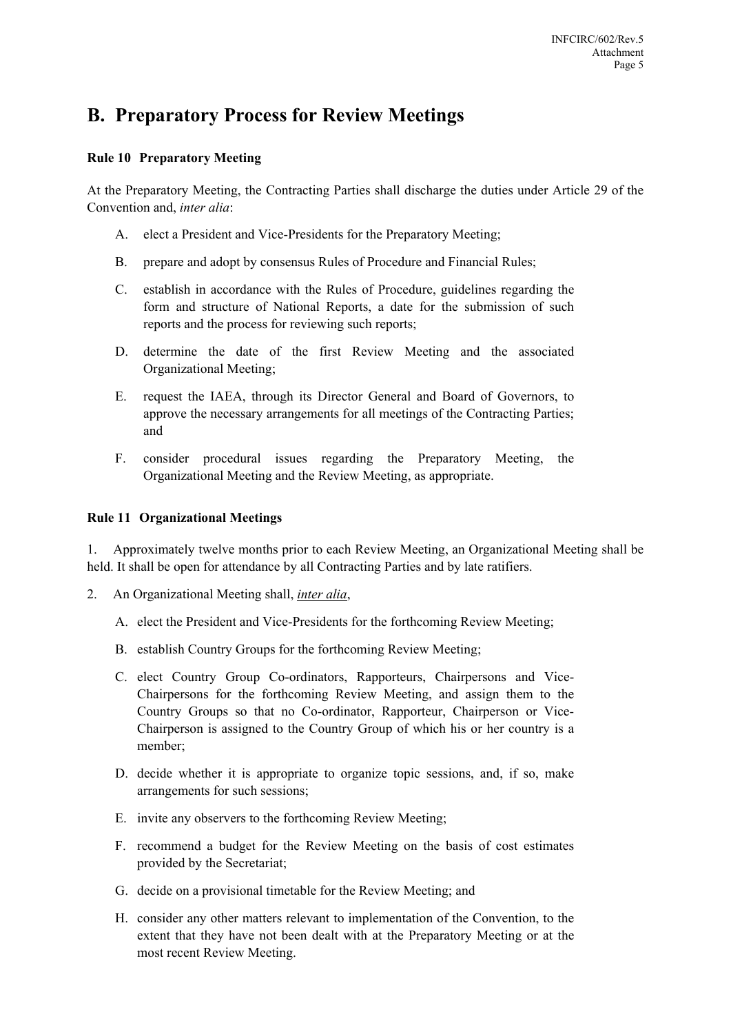## B. Preparatory Process for Review Meetings

**Rule 10 Preparatory Meeting**

At the Preparatory Meeting, the Contracting Parties shall discharge the duties under Article 29 of the Convention and, *inter alia*:

A. elect a President and Vice-Presidents for the Preparatory Meeting;

B. prepare and adopt by consensus Rules of Procedure and Financial Rules;

C. establish in accordance with the Rules of Procedure, guidelines regarding the form and structure of National Reports, a date for the submission of such reports and the process for reviewing such reports;

D. determine the date of the first Review Meeting and the associated Organizational Meeting;

E. request the IAEA, through its Director General and Board of Governors, to approve the necessary arrangements for all meetings of the Contracting Parties; and

F. consider procedural issues regarding the Preparatory Meeting, the Organizational Meeting and the Review Meeting, as appropriate.

**Rule 11 Organizational Meetings**

1. Approximately twelve months prior to each Review Meeting, an Organizational Meeting shall be held. It shall be open for attendance by all Contracting Parties and by late ratifiers.

2. An Organizational Meeting shall, *inter alia*,

A. elect the President and Vice-Presidents for the forthcoming Review Meeting;

B. establish Country Groups for the forthcoming Review Meeting;

C. elect Country Group Co-ordinators, Rapporteurs, Chairpersons and Vice-Chairpersons for the forthcoming Review Meeting, and assign them to the Country Groups so that no Co-ordinator, Rapporteur, Chairperson or Vice-Chairperson is assigned to the Country Group of which his or her country is a member;

D. decide whether it is appropriate to organize topic sessions, and, if so, make arrangements for such sessions;

E. invite any observers to the forthcoming Review Meeting;

F. recommend a budget for the Review Meeting on the basis of cost estimates provided by the Secretariat;

G. decide on a provisional timetable for the Review Meeting; and

H. consider any other matters relevant to implementation of the Convention, to the extent that they have not been dealt with at the Preparatory Meeting or at the most recent Review Meeting.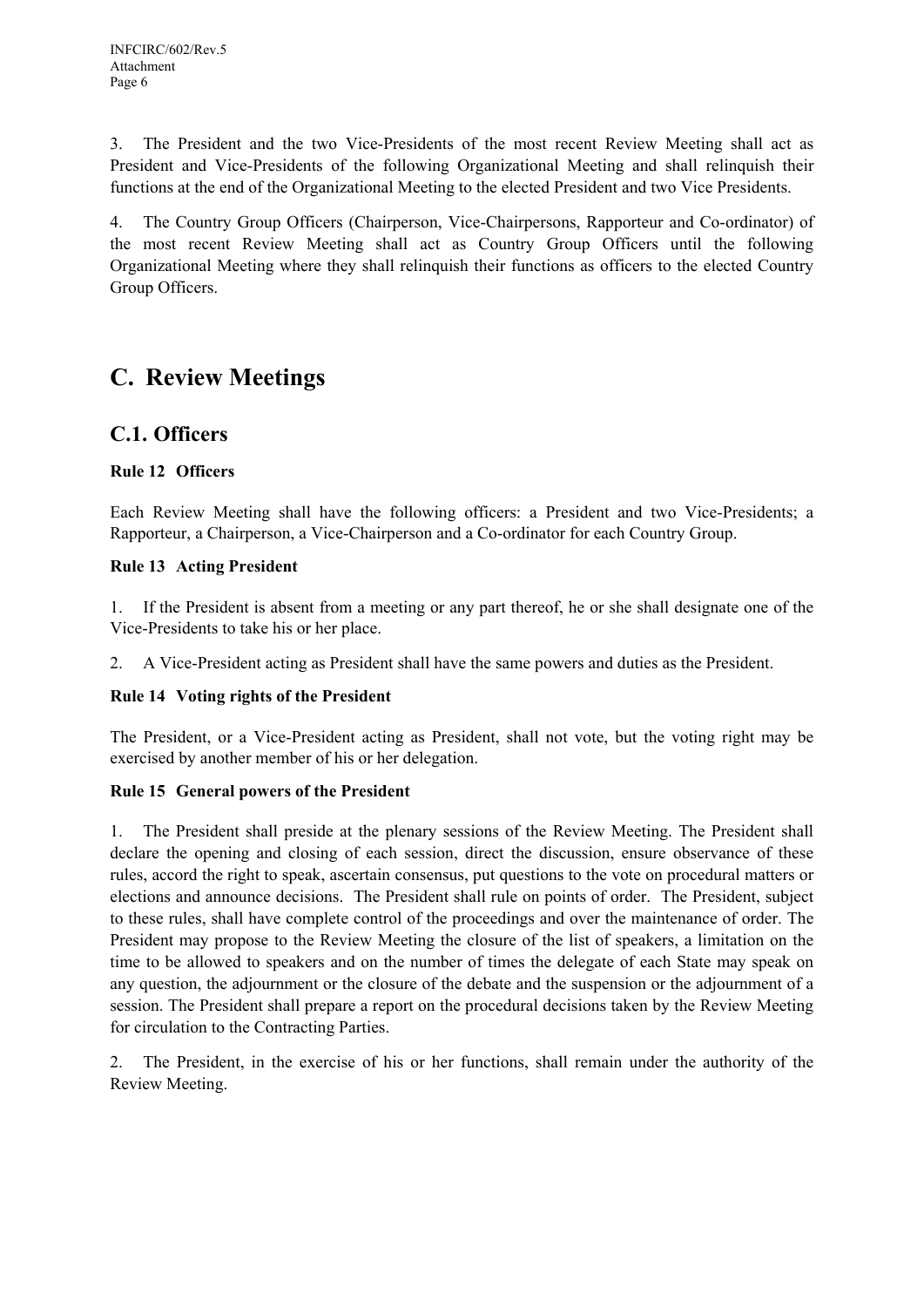3. The President and the two Vice-Presidents of the most recent Review Meeting shall act as President and Vice-Presidents of the following Organizational Meeting and shall relinquish their functions at the end of the Organizational Meeting to the elected President and two Vice Presidents.

4. The Country Group Officers (Chairperson, Vice-Chairpersons, Rapporteur and Co-ordinator) of the most recent Review Meeting shall act as Country Group Officers until the following Organizational Meeting where they shall relinquish their functions as officers to the elected Country Group Officers.

# C. Review Meetings

## C.1. Officers

**Rule 12 Officers**

Each Review Meeting shall have the following officers: a President and two Vice-Presidents; a Rapporteur, a Chairperson, a Vice-Chairperson and a Co-ordinator for each Country Group.

**Rule 13 Acting President**

1. If the President is absent from a meeting or any part thereof, he or she shall designate one of the Vice-Presidents to take his or her place.

2. A Vice-President acting as President shall have the same powers and duties as the President.

**Rule 14 Voting rights of the President**

The President, or a Vice-President acting as President, shall not vote, but the voting right may be exercised by another member of his or her delegation.

**Rule 15 General powers of the President**

1. The President shall preside at the plenary sessions of the Review Meeting. The President shall declare the opening and closing of each session, direct the discussion, ensure observance of these rules, accord the right to speak, ascertain consensus, put questions to the vote on procedural matters or elections and announce decisions. The President shall rule on points of order. The President, subject to these rules, shall have complete control of the proceedings and over the maintenance of order. The President may propose to the Review Meeting the closure of the list of speakers, a limitation on the time to be allowed to speakers and on the number of times the delegate of each State may speak on any question, the adjournment or the closure of the debate and the suspension or the adjournment of a session. The President shall prepare a report on the procedural decisions taken by the Review Meeting for circulation to the Contracting Parties.

2. The President, in the exercise of his or her functions, shall remain under the authority of the Review Meeting.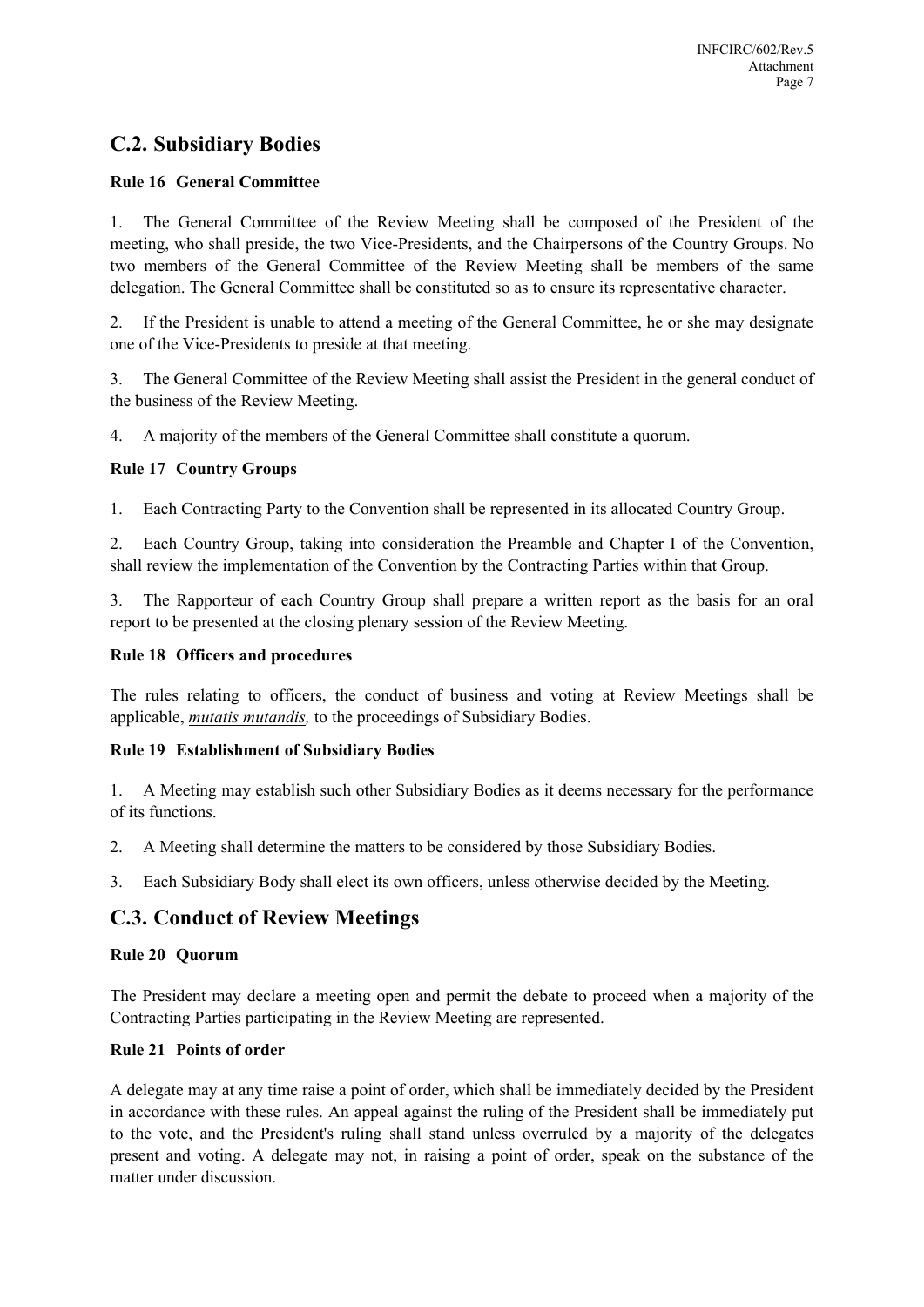## C.2. Subsidiary Bodies

### Rule 16 General Committee

1. The General Committee of the Review Meeting shall be composed of the President of the meeting, who shall preside, the two Vice-Presidents, and the Chairpersons of the Country Groups. No two members of the General Committee of the Review Meeting shall be members of the same delegation. The General Committee shall be constituted so as to ensure its representative character.

2. If the President is unable to attend a meeting of the General Committee, he or she may designate one of the Vice-Presidents to preside at that meeting.

3. The General Committee of the Review Meeting shall assist the President in the general conduct of the business of the Review Meeting.

4. A majority of the members of the General Committee shall constitute a quorum.

### Rule 17 Country Groups

1. Each Contracting Party to the Convention shall be represented in its allocated Country Group.

2. Each Country Group, taking into consideration the Preamble and Chapter I of the Convention, shall review the implementation of the Convention by the Contracting Parties within that Group.

3. The Rapporteur of each Country Group shall prepare a written report as the basis for an oral report to be presented at the closing plenary session of the Review Meeting.

### Rule 18 Officers and procedures

The rules relating to officers, the conduct of business and voting at Review Meetings shall be applicable, *mutatis mutandis,* to the proceedings of Subsidiary Bodies.

### Rule 19 Establishment of Subsidiary Bodies

1. A Meeting may establish such other Subsidiary Bodies as it deems necessary for the performance of its functions.

2. A Meeting shall determine the matters to be considered by those Subsidiary Bodies.

3. Each Subsidiary Body shall elect its own officers, unless otherwise decided by the Meeting.

## C.3. Conduct of Review Meetings

### Rule 20 Quorum

The President may declare a meeting open and permit the debate to proceed when a majority of the Contracting Parties participating in the Review Meeting are represented.

### Rule 21 Points of order

A delegate may at any time raise a point of order, which shall be immediately decided by the President in accordance with these rules. An appeal against the ruling of the President shall be immediately put to the vote, and the President's ruling shall stand unless overruled by a majority of the delegates present and voting. A delegate may not, in raising a point of order, speak on the substance of the matter under discussion.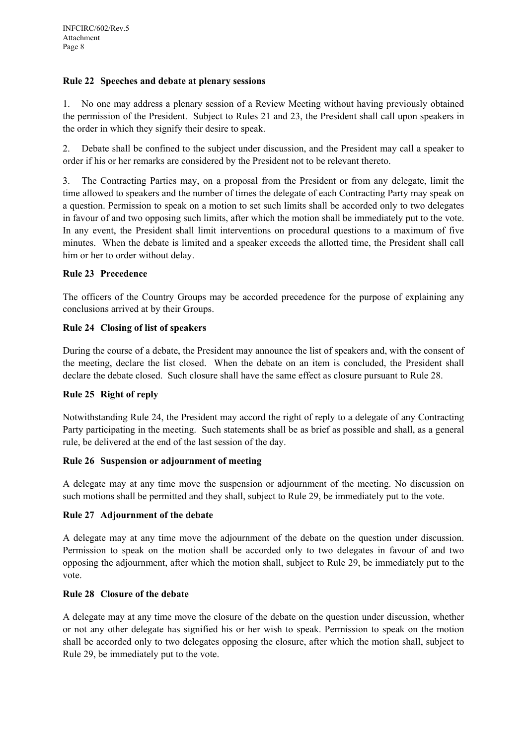### Rule 22 Speeches and debate at plenary sessions

1. No one may address a plenary session of a Review Meeting without having previously obtained the permission of the President. Subject to Rules 21 and 23, the President shall call upon speakers in the order in which they signify their desire to speak.

2. Debate shall be confined to the subject under discussion, and the President may call a speaker to order if his or her remarks are considered by the President not to be relevant thereto.

3. The Contracting Parties may, on a proposal from the President or from any delegate, limit the time allowed to speakers and the number of times the delegate of each Contracting Party may speak on a question. Permission to speak on a motion to set such limits shall be accorded only to two delegates in favour of and two opposing such limits, after which the motion shall be immediately put to the vote. In any event, the President shall limit interventions on procedural questions to a maximum of five minutes. When the debate is limited and a speaker exceeds the allotted time, the President shall call him or her to order without delay.

### Rule 23 Precedence

The officers of the Country Groups may be accorded precedence for the purpose of explaining any conclusions arrived at by their Groups.

### Rule 24 Closing of list of speakers

During the course of a debate, the President may announce the list of speakers and, with the consent of the meeting, declare the list closed. When the debate on an item is concluded, the President shall declare the debate closed. Such closure shall have the same effect as closure pursuant to Rule 28.

### Rule 25 Right of reply

Notwithstanding Rule 24, the President may accord the right of reply to a delegate of any Contracting Party participating in the meeting. Such statements shall be as brief as possible and shall, as a general rule, be delivered at the end of the last session of the day.

### Rule 26 Suspension or adjournment of meeting

A delegate may at any time move the suspension or adjournment of the meeting. No discussion on such motions shall be permitted and they shall, subject to Rule 29, be immediately put to the vote.

### Rule 27 Adjournment of the debate

A delegate may at any time move the adjournment of the debate on the question under discussion. Permission to speak on the motion shall be accorded only to two delegates in favour of and two opposing the adjournment, after which the motion shall, subject to Rule 29, be immediately put to the vote.

### Rule 28 Closure of the debate

A delegate may at any time move the closure of the debate on the question under discussion, whether or not any other delegate has signified his or her wish to speak. Permission to speak on the motion shall be accorded only to two delegates opposing the closure, after which the motion shall, subject to Rule 29, be immediately put to the vote.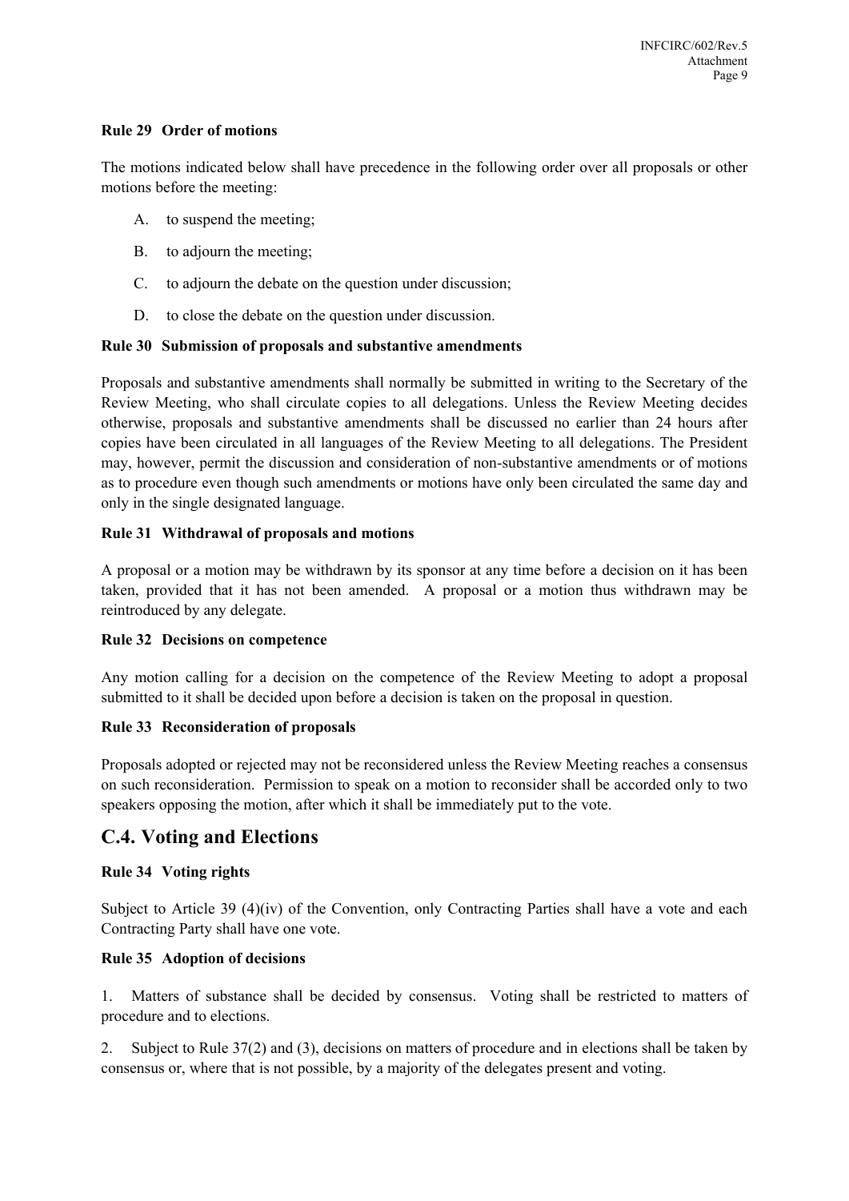**Rule 29 Order of motions**

The motions indicated below shall have precedence in the following order over all proposals or other motions before the meeting:

A. to suspend the meeting;

B. to adjourn the meeting;

C. to adjourn the debate on the question under discussion;

D. to close the debate on the question under discussion.

**Rule 30 Submission of proposals and substantive amendments**

Proposals and substantive amendments shall normally be submitted in writing to the Secretary of the Review Meeting, who shall circulate copies to all delegations. Unless the Review Meeting decides otherwise, proposals and substantive amendments shall be discussed no earlier than 24 hours after copies have been circulated in all languages of the Review Meeting to all delegations. The President may, however, permit the discussion and consideration of non-substantive amendments or of motions as to procedure even though such amendments or motions have only been circulated the same day and only in the single designated language.

**Rule 31 Withdrawal of proposals and motions**

A proposal or a motion may be withdrawn by its sponsor at any time before a decision on it has been taken, provided that it has not been amended. A proposal or a motion thus withdrawn may be reintroduced by any delegate.

**Rule 32 Decisions on competence**

Any motion calling for a decision on the competence of the Review Meeting to adopt a proposal submitted to it shall be decided upon before a decision is taken on the proposal in question.

**Rule 33 Reconsideration of proposals**

Proposals adopted or rejected may not be reconsidered unless the Review Meeting reaches a consensus on such reconsideration. Permission to speak on a motion to reconsider shall be accorded only to two speakers opposing the motion, after which it shall be immediately put to the vote.

## C.4. Voting and Elections

**Rule 34 Voting rights**

Subject to Article 39 (4)(iv) of the Convention, only Contracting Parties shall have a vote and each Contracting Party shall have one vote.

**Rule 35 Adoption of decisions**

1. Matters of substance shall be decided by consensus. Voting shall be restricted to matters of procedure and to elections.

2. Subject to Rule 37(2) and (3), decisions on matters of procedure and in elections shall be taken by consensus or, where that is not possible, by a majority of the delegates present and voting.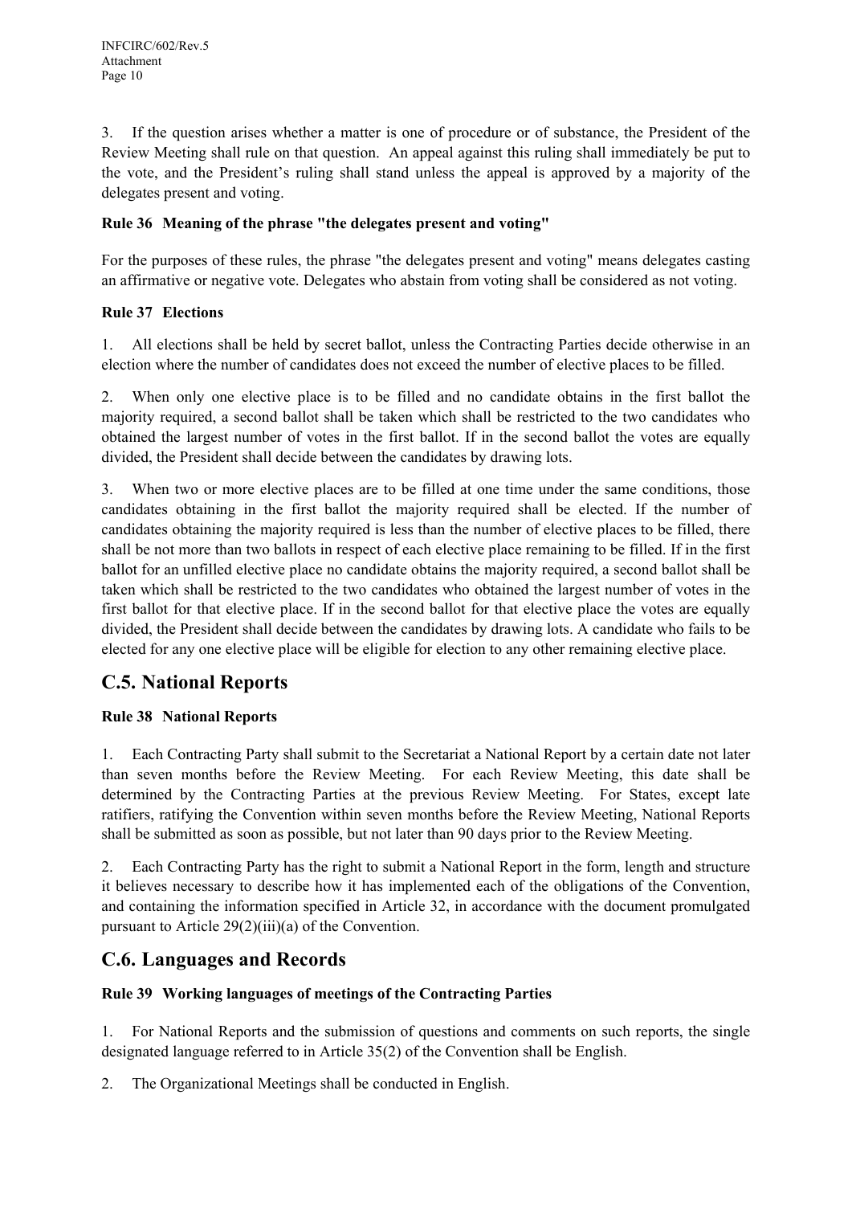3. If the question arises whether a matter is one of procedure or of substance, the President of the Review Meeting shall rule on that question. An appeal against this ruling shall immediately be put to the vote, and the President's ruling shall stand unless the appeal is approved by a majority of the delegates present and voting.

**Rule 36 Meaning of the phrase "the delegates present and voting"**

For the purposes of these rules, the phrase "the delegates present and voting" means delegates casting an affirmative or negative vote. Delegates who abstain from voting shall be considered as not voting.

**Rule 37 Elections**

1. All elections shall be held by secret ballot, unless the Contracting Parties decide otherwise in an election where the number of candidates does not exceed the number of elective places to be filled.

2. When only one elective place is to be filled and no candidate obtains in the first ballot the majority required, a second ballot shall be taken which shall be restricted to the two candidates who obtained the largest number of votes in the first ballot. If in the second ballot the votes are equally divided, the President shall decide between the candidates by drawing lots.

3. When two or more elective places are to be filled at one time under the same conditions, those candidates obtaining in the first ballot the majority required shall be elected. If the number of candidates obtaining the majority required is less than the number of elective places to be filled, there shall be not more than two ballots in respect of each elective place remaining to be filled. If in the first ballot for an unfilled elective place no candidate obtains the majority required, a second ballot shall be taken which shall be restricted to the two candidates who obtained the largest number of votes in the first ballot for that elective place. If in the second ballot for that elective place the votes are equally divided, the President shall decide between the candidates by drawing lots. A candidate who fails to be elected for any one elective place will be eligible for election to any other remaining elective place.

## C.5. National Reports

**Rule 38 National Reports**

1. Each Contracting Party shall submit to the Secretariat a National Report by a certain date not later than seven months before the Review Meeting. For each Review Meeting, this date shall be determined by the Contracting Parties at the previous Review Meeting. For States, except late ratifiers, ratifying the Convention within seven months before the Review Meeting, National Reports shall be submitted as soon as possible, but not later than 90 days prior to the Review Meeting.

2. Each Contracting Party has the right to submit a National Report in the form, length and structure it believes necessary to describe how it has implemented each of the obligations of the Convention, and containing the information specified in Article 32, in accordance with the document promulgated pursuant to Article 29(2)(iii)(a) of the Convention.

## C.6. Languages and Records

**Rule 39 Working languages of meetings of the Contracting Parties**

1. For National Reports and the submission of questions and comments on such reports, the single designated language referred to in Article 35(2) of the Convention shall be English.

2. The Organizational Meetings shall be conducted in English.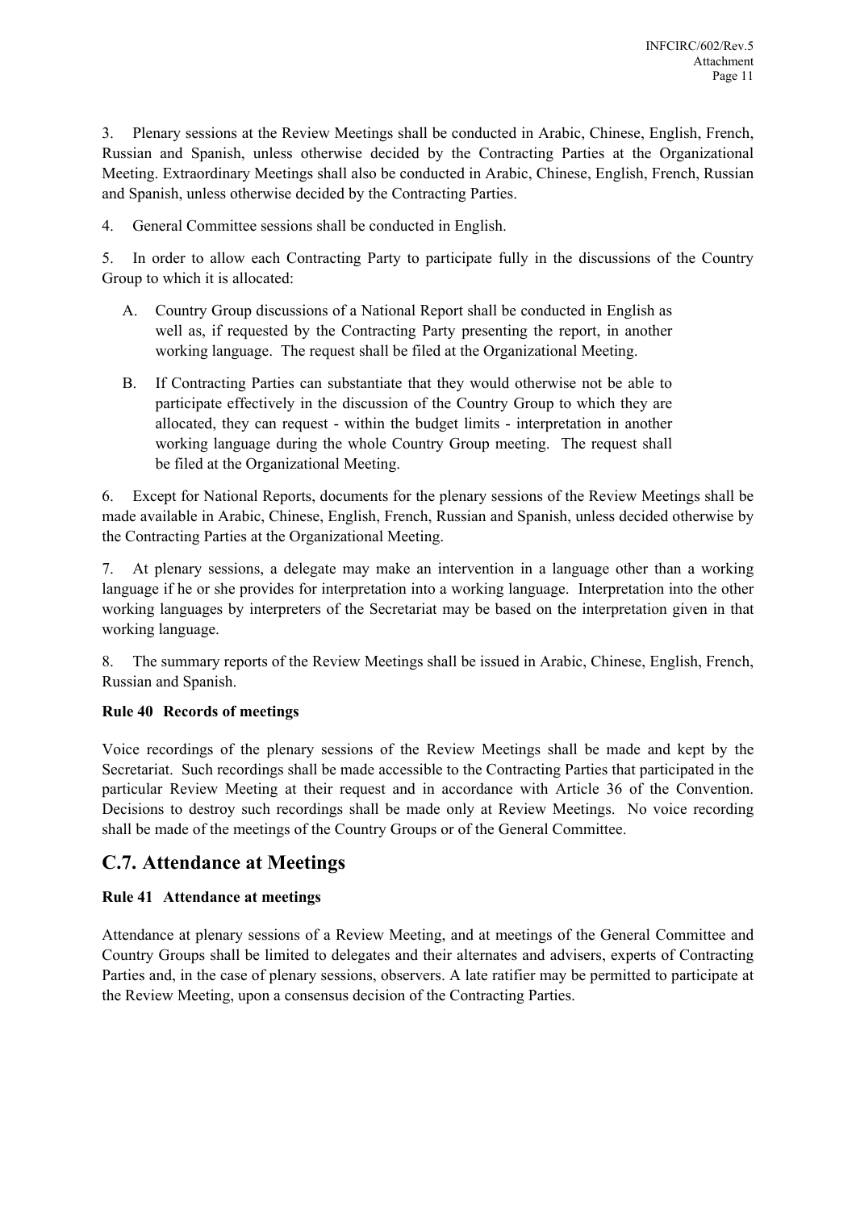3. Plenary sessions at the Review Meetings shall be conducted in Arabic, Chinese, English, French, Russian and Spanish, unless otherwise decided by the Contracting Parties at the Organizational Meeting. Extraordinary Meetings shall also be conducted in Arabic, Chinese, English, French, Russian and Spanish, unless otherwise decided by the Contracting Parties.

4. General Committee sessions shall be conducted in English.

5. In order to allow each Contracting Party to participate fully in the discussions of the Country Group to which it is allocated:

   A. Country Group discussions of a National Report shall be conducted in English as well as, if requested by the Contracting Party presenting the report, in another working language. The request shall be filed at the Organizational Meeting.

   B. If Contracting Parties can substantiate that they would otherwise not be able to participate effectively in the discussion of the Country Group to which they are allocated, they can request - within the budget limits - interpretation in another working language during the whole Country Group meeting. The request shall be filed at the Organizational Meeting.

6. Except for National Reports, documents for the plenary sessions of the Review Meetings shall be made available in Arabic, Chinese, English, French, Russian and Spanish, unless decided otherwise by the Contracting Parties at the Organizational Meeting.

7. At plenary sessions, a delegate may make an intervention in a language other than a working language if he or she provides for interpretation into a working language. Interpretation into the other working languages by interpreters of the Secretariat may be based on the interpretation given in that working language.

8. The summary reports of the Review Meetings shall be issued in Arabic, Chinese, English, French, Russian and Spanish.

**Rule 40 Records of meetings**

Voice recordings of the plenary sessions of the Review Meetings shall be made and kept by the Secretariat. Such recordings shall be made accessible to the Contracting Parties that participated in the particular Review Meeting at their request and in accordance with Article 36 of the Convention. Decisions to destroy such recordings shall be made only at Review Meetings. No voice recording shall be made of the meetings of the Country Groups or of the General Committee.

## C.7. Attendance at Meetings

**Rule 41 Attendance at meetings**

Attendance at plenary sessions of a Review Meeting, and at meetings of the General Committee and Country Groups shall be limited to delegates and their alternates and advisers, experts of Contracting Parties and, in the case of plenary sessions, observers. A late ratifier may be permitted to participate at the Review Meeting, upon a consensus decision of the Contracting Parties.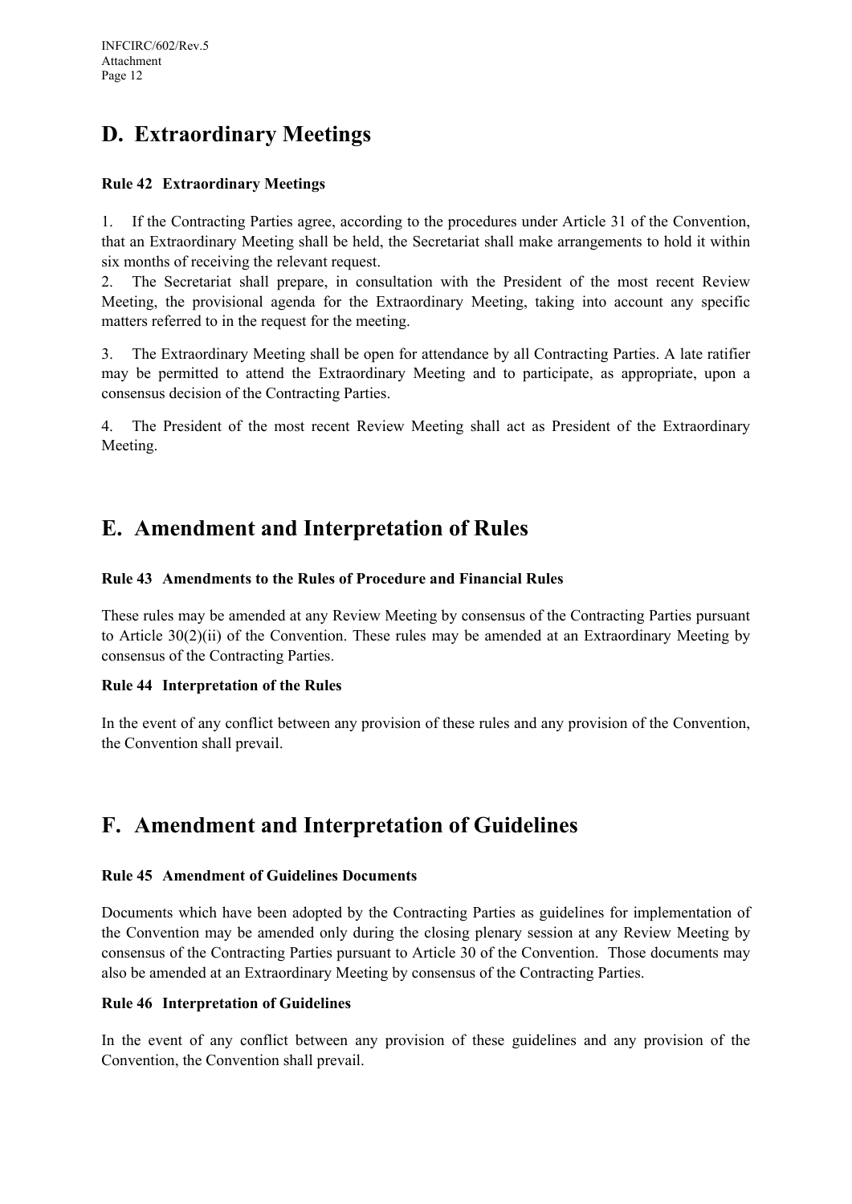## D. Extraordinary Meetings

### Rule 42 Extraordinary Meetings

1. If the Contracting Parties agree, according to the procedures under Article 31 of the Convention, that an Extraordinary Meeting shall be held, the Secretariat shall make arrangements to hold it within six months of receiving the relevant request.
2. The Secretariat shall prepare, in consultation with the President of the most recent Review Meeting, the provisional agenda for the Extraordinary Meeting, taking into account any specific matters referred to in the request for the meeting.
3. The Extraordinary Meeting shall be open for attendance by all Contracting Parties. A late ratifier may be permitted to attend the Extraordinary Meeting and to participate, as appropriate, upon a consensus decision of the Contracting Parties.
4. The President of the most recent Review Meeting shall act as President of the Extraordinary Meeting.

## E. Amendment and Interpretation of Rules

### Rule 43 Amendments to the Rules of Procedure and Financial Rules

These rules may be amended at any Review Meeting by consensus of the Contracting Parties pursuant to Article 30(2)(ii) of the Convention. These rules may be amended at an Extraordinary Meeting by consensus of the Contracting Parties.

### Rule 44 Interpretation of the Rules

In the event of any conflict between any provision of these rules and any provision of the Convention, the Convention shall prevail.

## F. Amendment and Interpretation of Guidelines

### Rule 45 Amendment of Guidelines Documents

Documents which have been adopted by the Contracting Parties as guidelines for implementation of the Convention may be amended only during the closing plenary session at any Review Meeting by consensus of the Contracting Parties pursuant to Article 30 of the Convention. Those documents may also be amended at an Extraordinary Meeting by consensus of the Contracting Parties.

### Rule 46 Interpretation of Guidelines

In the event of any conflict between any provision of these guidelines and any provision of the Convention, the Convention shall prevail.